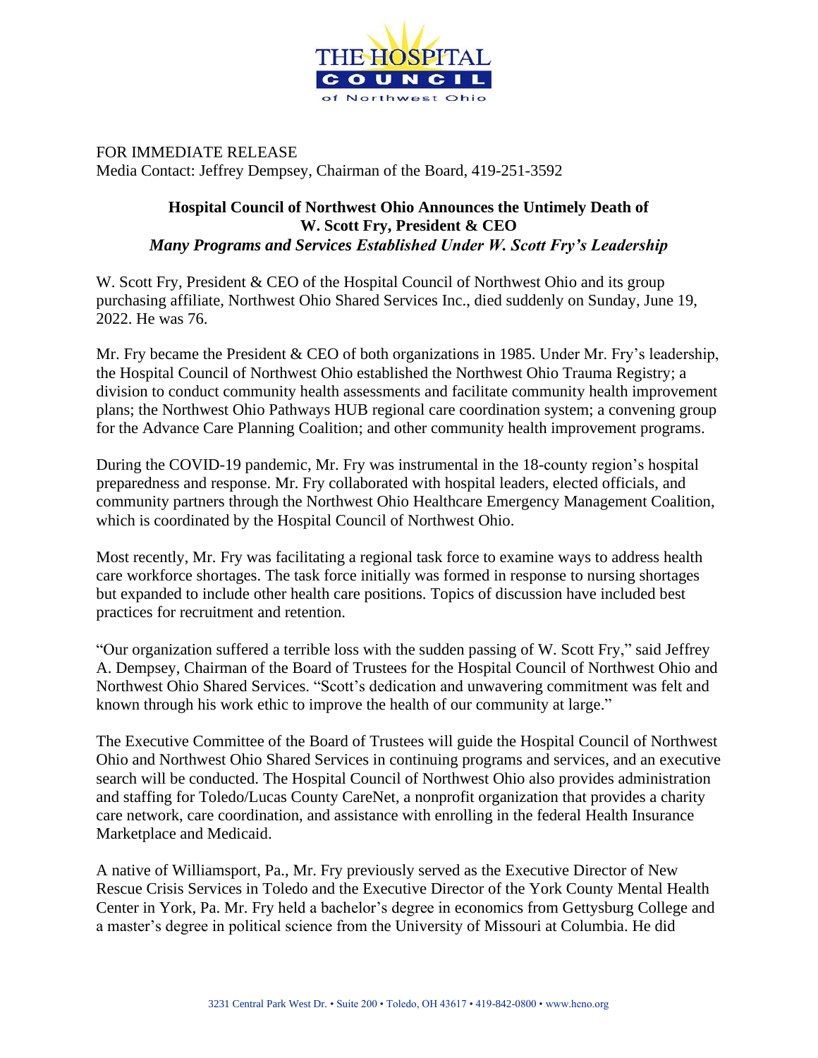FOR IMMEDIATE RELEASE
Media Contact: Jeffrey Dempsey, Chairman of the Board, 419-251-3592

## Hospital Council of Northwest Ohio Announces the Untimely Death of W. Scott Fry, President & CEO

***Many Programs and Services Established Under W. Scott Fry's Leadership***

W. Scott Fry, President & CEO of the Hospital Council of Northwest Ohio and its group purchasing affiliate, Northwest Ohio Shared Services Inc., died suddenly on Sunday, June 19, 2022. He was 76.

Mr. Fry became the President & CEO of both organizations in 1985. Under Mr. Fry's leadership, the Hospital Council of Northwest Ohio established the Northwest Ohio Trauma Registry; a division to conduct community health assessments and facilitate community health improvement plans; the Northwest Ohio Pathways HUB regional care coordination system; a convening group for the Advance Care Planning Coalition; and other community health improvement programs.

During the COVID-19 pandemic, Mr. Fry was instrumental in the 18-county region's hospital preparedness and response. Mr. Fry collaborated with hospital leaders, elected officials, and community partners through the Northwest Ohio Healthcare Emergency Management Coalition, which is coordinated by the Hospital Council of Northwest Ohio.

Most recently, Mr. Fry was facilitating a regional task force to examine ways to address health care workforce shortages. The task force initially was formed in response to nursing shortages but expanded to include other health care positions. Topics of discussion have included best practices for recruitment and retention.

"Our organization suffered a terrible loss with the sudden passing of W. Scott Fry," said Jeffrey A. Dempsey, Chairman of the Board of Trustees for the Hospital Council of Northwest Ohio and Northwest Ohio Shared Services. "Scott's dedication and unwavering commitment was felt and known through his work ethic to improve the health of our community at large."

The Executive Committee of the Board of Trustees will guide the Hospital Council of Northwest Ohio and Northwest Ohio Shared Services in continuing programs and services, and an executive search will be conducted. The Hospital Council of Northwest Ohio also provides administration and staffing for Toledo/Lucas County CareNet, a nonprofit organization that provides a charity care network, care coordination, and assistance with enrolling in the federal Health Insurance Marketplace and Medicaid.

A native of Williamsport, Pa., Mr. Fry previously served as the Executive Director of New Rescue Crisis Services in Toledo and the Executive Director of the York County Mental Health Center in York, Pa. Mr. Fry held a bachelor's degree in economics from Gettysburg College and a master's degree in political science from the University of Missouri at Columbia. He did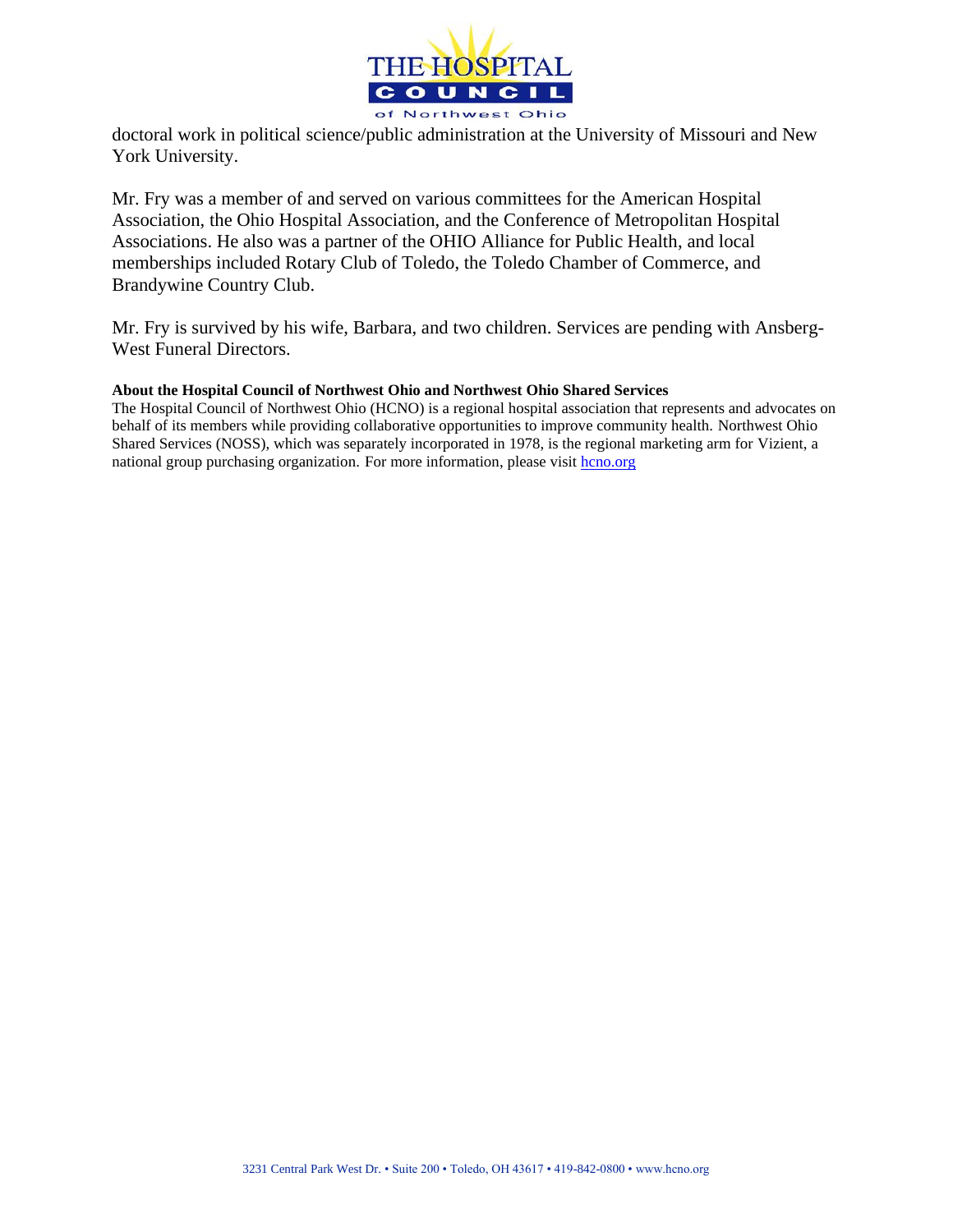doctoral work in political science/public administration at the University of Missouri and New York University.

Mr. Fry was a member of and served on various committees for the American Hospital Association, the Ohio Hospital Association, and the Conference of Metropolitan Hospital Associations. He also was a partner of the OHIO Alliance for Public Health, and local memberships included Rotary Club of Toledo, the Toledo Chamber of Commerce, and Brandywine Country Club.

Mr. Fry is survived by his wife, Barbara, and two children. Services are pending with Ansberg-West Funeral Directors.

**About the Hospital Council of Northwest Ohio and Northwest Ohio Shared Services**

The Hospital Council of Northwest Ohio (HCNO) is a regional hospital association that represents and advocates on behalf of its members while providing collaborative opportunities to improve community health. Northwest Ohio Shared Services (NOSS), which was separately incorporated in 1978, is the regional marketing arm for Vizient, a national group purchasing organization. For more information, please visit hcno.org